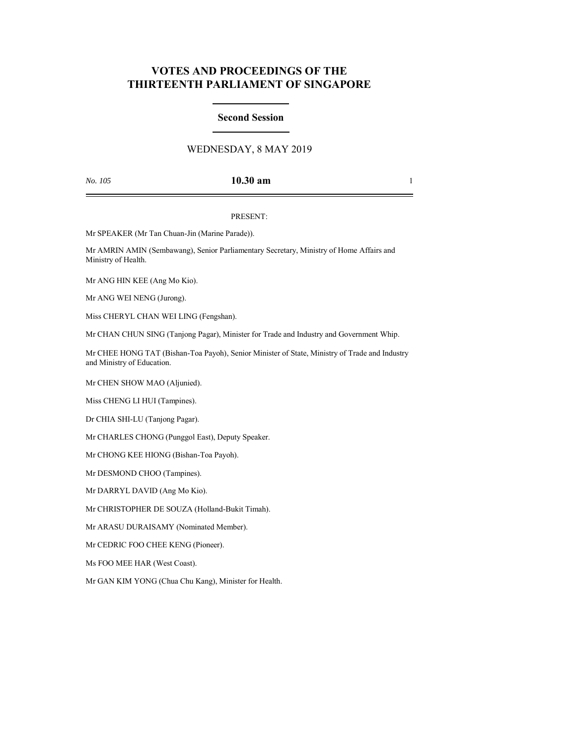# VOTES AND PROCEEDINGS OF THE THIRTEENTH PARLIAMENT OF SINGAPORE

## Second Session

WEDNESDAY, 8 MAY 2019

*No. 105* **10.30 am**

PRESENT:

Mr SPEAKER (Mr Tan Chuan-Jin (Marine Parade)).

Mr AMRIN AMIN (Sembawang), Senior Parliamentary Secretary, Ministry of Home Affairs and Ministry of Health.

Mr ANG HIN KEE (Ang Mo Kio).

Mr ANG WEI NENG (Jurong).

Miss CHERYL CHAN WEI LING (Fengshan).

Mr CHAN CHUN SING (Tanjong Pagar), Minister for Trade and Industry and Government Whip.

Mr CHEE HONG TAT (Bishan-Toa Payoh), Senior Minister of State, Ministry of Trade and Industry and Ministry of Education.

Mr CHEN SHOW MAO (Aljunied).

Miss CHENG LI HUI (Tampines).

Dr CHIA SHI-LU (Tanjong Pagar).

Mr CHARLES CHONG (Punggol East), Deputy Speaker.

Mr CHONG KEE HIONG (Bishan-Toa Payoh).

Mr DESMOND CHOO (Tampines).

Mr DARRYL DAVID (Ang Mo Kio).

Mr CHRISTOPHER DE SOUZA (Holland-Bukit Timah).

Mr ARASU DURAISAMY (Nominated Member).

Mr CEDRIC FOO CHEE KENG (Pioneer).

Ms FOO MEE HAR (West Coast).

Mr GAN KIM YONG (Chua Chu Kang), Minister for Health.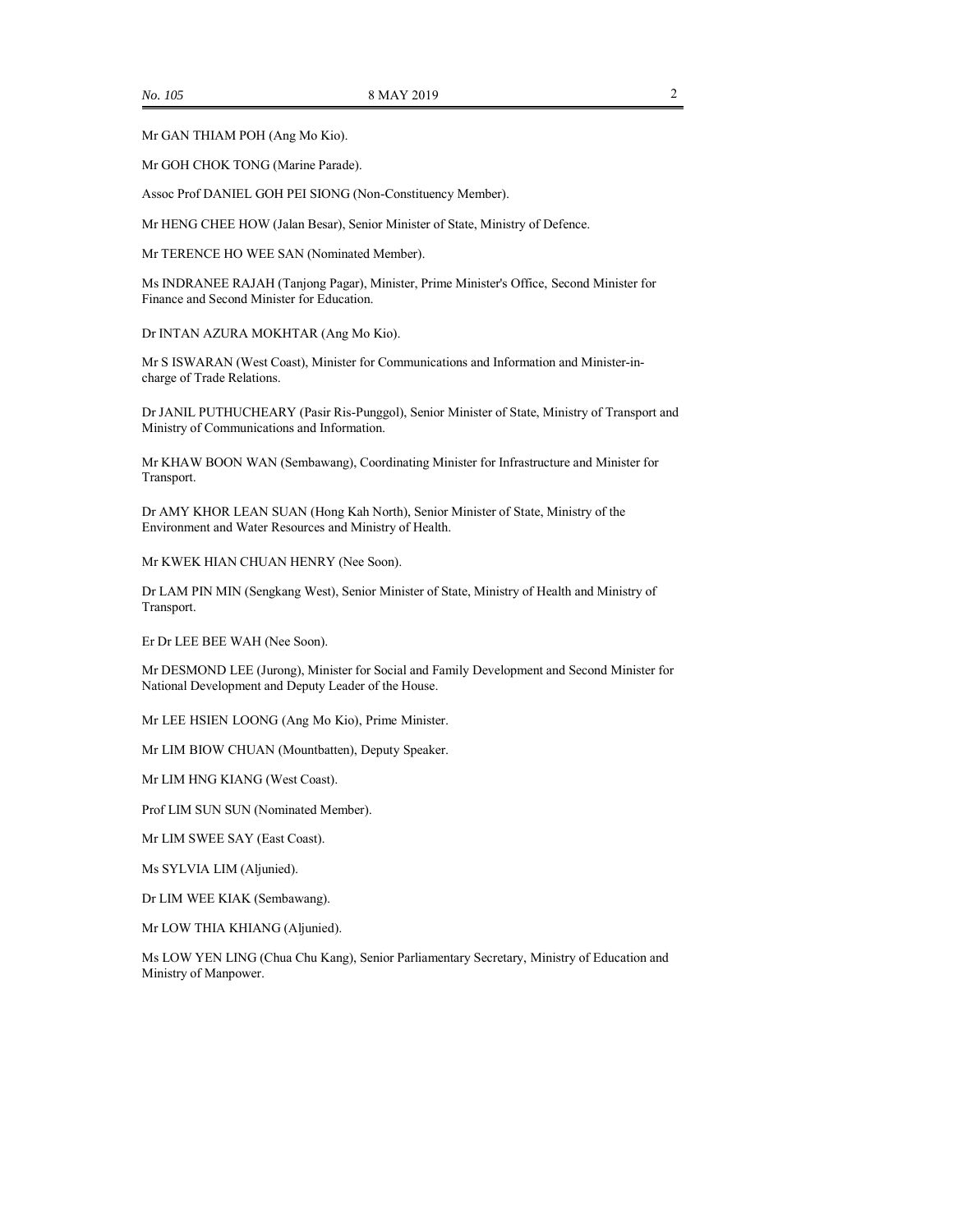Mr GAN THIAM POH (Ang Mo Kio).

Mr GOH CHOK TONG (Marine Parade).

Assoc Prof DANIEL GOH PEI SIONG (Non-Constituency Member).

Mr HENG CHEE HOW (Jalan Besar), Senior Minister of State, Ministry of Defence.

Mr TERENCE HO WEE SAN (Nominated Member).

Ms INDRANEE RAJAH (Tanjong Pagar), Minister, Prime Minister's Office, Second Minister for Finance and Second Minister for Education.

Dr INTAN AZURA MOKHTAR (Ang Mo Kio).

Mr S ISWARAN (West Coast), Minister for Communications and Information and Minister-in-charge of Trade Relations.

Dr JANIL PUTHUCHEARY (Pasir Ris-Punggol), Senior Minister of State, Ministry of Transport and Ministry of Communications and Information.

Mr KHAW BOON WAN (Sembawang), Coordinating Minister for Infrastructure and Minister for Transport.

Dr AMY KHOR LEAN SUAN (Hong Kah North), Senior Minister of State, Ministry of the Environment and Water Resources and Ministry of Health.

Mr KWEK HIAN CHUAN HENRY (Nee Soon).

Dr LAM PIN MIN (Sengkang West), Senior Minister of State, Ministry of Health and Ministry of Transport.

Er Dr LEE BEE WAH (Nee Soon).

Mr DESMOND LEE (Jurong), Minister for Social and Family Development and Second Minister for National Development and Deputy Leader of the House.

Mr LEE HSIEN LOONG (Ang Mo Kio), Prime Minister.

Mr LIM BIOW CHUAN (Mountbatten), Deputy Speaker.

Mr LIM HNG KIANG (West Coast).

Prof LIM SUN SUN (Nominated Member).

Mr LIM SWEE SAY (East Coast).

Ms SYLVIA LIM (Aljunied).

Dr LIM WEE KIAK (Sembawang).

Mr LOW THIA KHIANG (Aljunied).

Ms LOW YEN LING (Chua Chu Kang), Senior Parliamentary Secretary, Ministry of Education and Ministry of Manpower.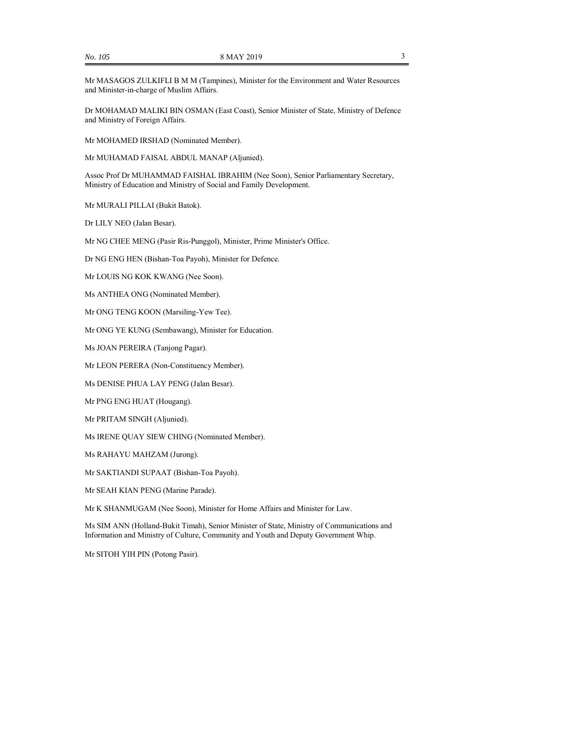Mr MASAGOS ZULKIFLI B M M (Tampines), Minister for the Environment and Water Resources and Minister-in-charge of Muslim Affairs.

Dr MOHAMAD MALIKI BIN OSMAN (East Coast), Senior Minister of State, Ministry of Defence and Ministry of Foreign Affairs.

Mr MOHAMED IRSHAD (Nominated Member).

Mr MUHAMAD FAISAL ABDUL MANAP (Aljunied).

Assoc Prof Dr MUHAMMAD FAISHAL IBRAHIM (Nee Soon), Senior Parliamentary Secretary, Ministry of Education and Ministry of Social and Family Development.

Mr MURALI PILLAI (Bukit Batok).

Dr LILY NEO (Jalan Besar).

Mr NG CHEE MENG (Pasir Ris-Punggol), Minister, Prime Minister's Office.

Dr NG ENG HEN (Bishan-Toa Payoh), Minister for Defence.

Mr LOUIS NG KOK KWANG (Nee Soon).

Ms ANTHEA ONG (Nominated Member).

Mr ONG TENG KOON (Marsiling-Yew Tee).

Mr ONG YE KUNG (Sembawang), Minister for Education.

Ms JOAN PEREIRA (Tanjong Pagar).

Mr LEON PERERA (Non-Constituency Member).

Ms DENISE PHUA LAY PENG (Jalan Besar).

Mr PNG ENG HUAT (Hougang).

Mr PRITAM SINGH (Aljunied).

Ms IRENE QUAY SIEW CHING (Nominated Member).

Ms RAHAYU MAHZAM (Jurong).

Mr SAKTIANDI SUPAAT (Bishan-Toa Payoh).

Mr SEAH KIAN PENG (Marine Parade).

Mr K SHANMUGAM (Nee Soon), Minister for Home Affairs and Minister for Law.

Ms SIM ANN (Holland-Bukit Timah), Senior Minister of State, Ministry of Communications and Information and Ministry of Culture, Community and Youth and Deputy Government Whip.

Mr SITOH YIH PIN (Potong Pasir).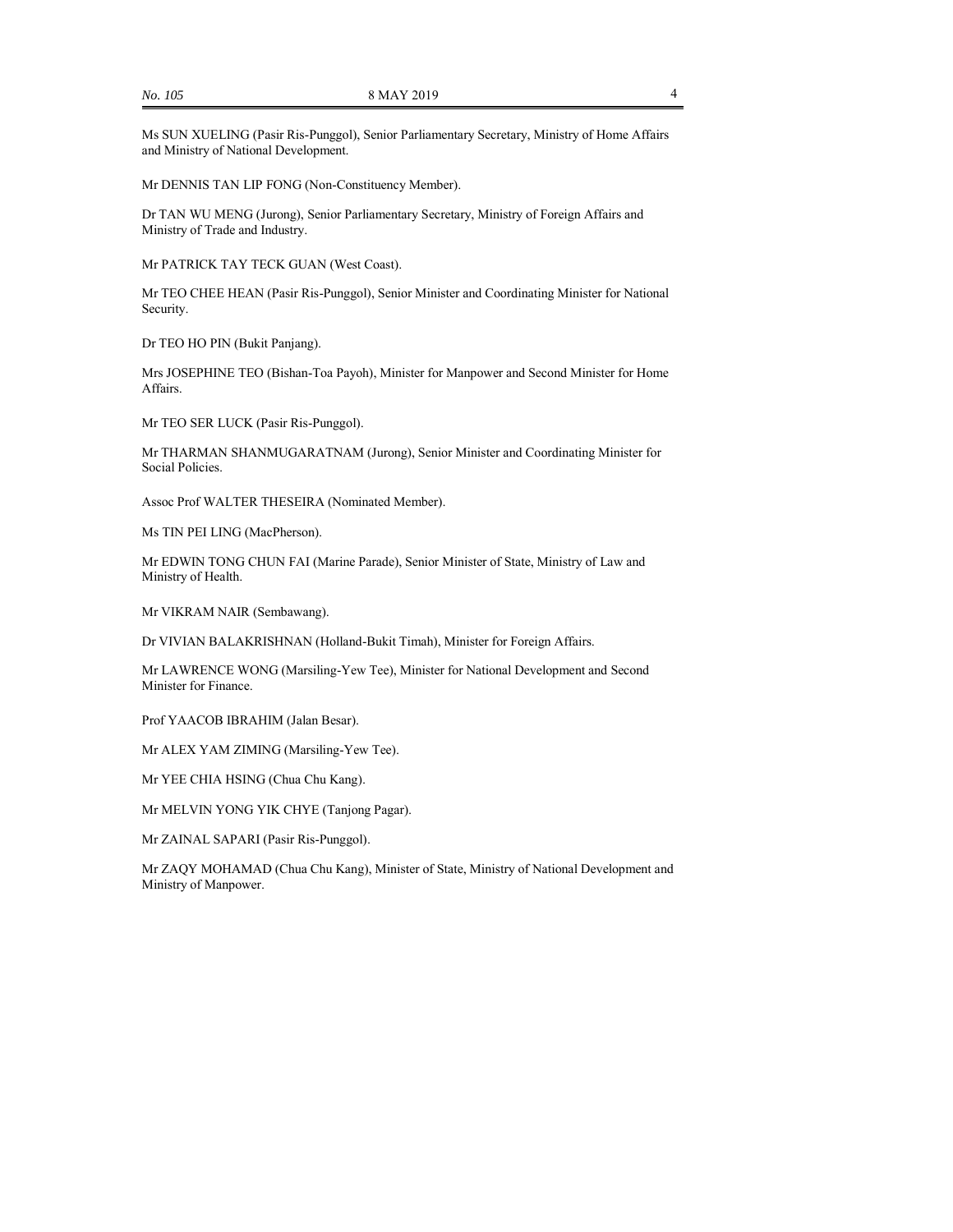Ms SUN XUELING (Pasir Ris-Punggol), Senior Parliamentary Secretary, Ministry of Home Affairs and Ministry of National Development.

Mr DENNIS TAN LIP FONG (Non-Constituency Member).

Dr TAN WU MENG (Jurong), Senior Parliamentary Secretary, Ministry of Foreign Affairs and Ministry of Trade and Industry.

Mr PATRICK TAY TECK GUAN (West Coast).

Mr TEO CHEE HEAN (Pasir Ris-Punggol), Senior Minister and Coordinating Minister for National Security.

Dr TEO HO PIN (Bukit Panjang).

Mrs JOSEPHINE TEO (Bishan-Toa Payoh), Minister for Manpower and Second Minister for Home Affairs.

Mr TEO SER LUCK (Pasir Ris-Punggol).

Mr THARMAN SHANMUGARATNAM (Jurong), Senior Minister and Coordinating Minister for Social Policies.

Assoc Prof WALTER THESEIRA (Nominated Member).

Ms TIN PEI LING (MacPherson).

Mr EDWIN TONG CHUN FAI (Marine Parade), Senior Minister of State, Ministry of Law and Ministry of Health.

Mr VIKRAM NAIR (Sembawang).

Dr VIVIAN BALAKRISHNAN (Holland-Bukit Timah), Minister for Foreign Affairs.

Mr LAWRENCE WONG (Marsiling-Yew Tee), Minister for National Development and Second Minister for Finance.

Prof YAACOB IBRAHIM (Jalan Besar).

Mr ALEX YAM ZIMING (Marsiling-Yew Tee).

Mr YEE CHIA HSING (Chua Chu Kang).

Mr MELVIN YONG YIK CHYE (Tanjong Pagar).

Mr ZAINAL SAPARI (Pasir Ris-Punggol).

Mr ZAQY MOHAMAD (Chua Chu Kang), Minister of State, Ministry of National Development and Ministry of Manpower.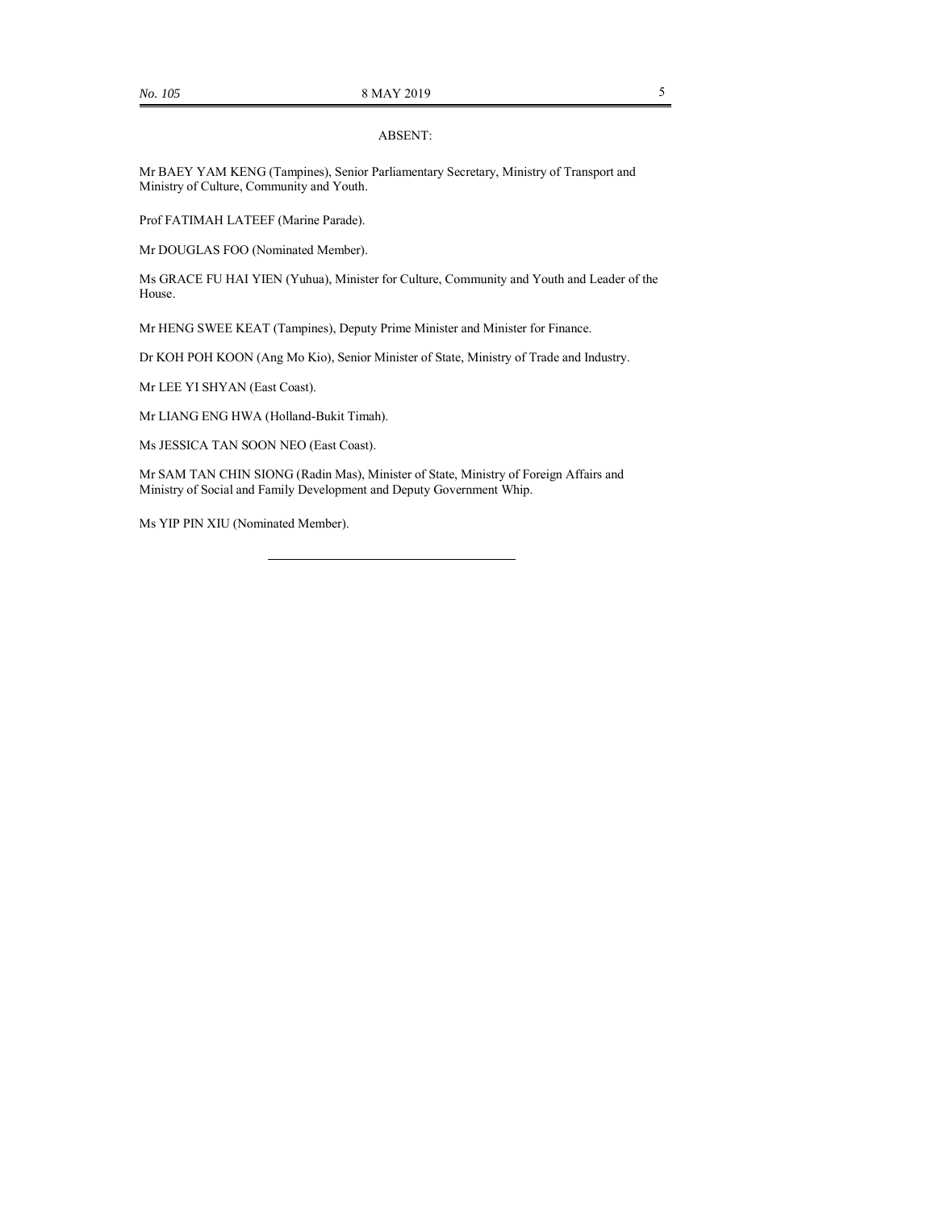ABSENT:

Mr BAEY YAM KENG (Tampines), Senior Parliamentary Secretary, Ministry of Transport and Ministry of Culture, Community and Youth.

Prof FATIMAH LATEEF (Marine Parade).

Mr DOUGLAS FOO (Nominated Member).

Ms GRACE FU HAI YIEN (Yuhua), Minister for Culture, Community and Youth and Leader of the House.

Mr HENG SWEE KEAT (Tampines), Deputy Prime Minister and Minister for Finance.

Dr KOH POH KOON (Ang Mo Kio), Senior Minister of State, Ministry of Trade and Industry.

Mr LEE YI SHYAN (East Coast).

Mr LIANG ENG HWA (Holland-Bukit Timah).

Ms JESSICA TAN SOON NEO (East Coast).

Mr SAM TAN CHIN SIONG (Radin Mas), Minister of State, Ministry of Foreign Affairs and Ministry of Social and Family Development and Deputy Government Whip.

Ms YIP PIN XIU (Nominated Member).

---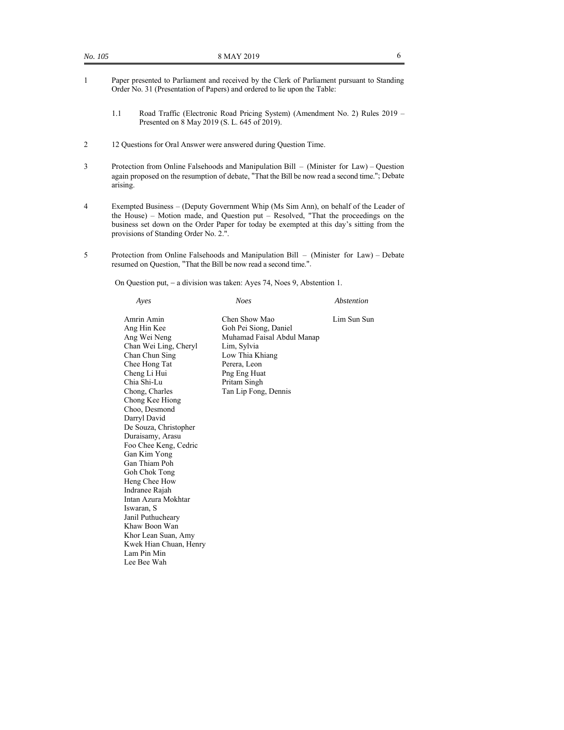1 Paper presented to Parliament and received by the Clerk of Parliament pursuant to Standing Order No. 31 (Presentation of Papers) and ordered to lie upon the Table:

   1.1 Road Traffic (Electronic Road Pricing System) (Amendment No. 2) Rules 2019 – Presented on 8 May 2019 (S. L. 645 of 2019).

2 12 Questions for Oral Answer were answered during Question Time.

3 Protection from Online Falsehoods and Manipulation Bill – (Minister for Law) – Question again proposed on the resumption of debate, "That the Bill be now read a second time."; Debate arising.

4 Exempted Business – (Deputy Government Whip (Ms Sim Ann), on behalf of the Leader of the House) – Motion made, and Question put – Resolved, "That the proceedings on the business set down on the Order Paper for today be exempted at this day's sitting from the provisions of Standing Order No. 2.".

5 Protection from Online Falsehoods and Manipulation Bill – (Minister for Law) – Debate resumed on Question, "That the Bill be now read a second time.".

On Question put, – a division was taken: Ayes 74, Noes 9, Abstention 1.

| *Ayes* | *Noes* | *Abstention* |
|---|---|---|
| Amrin Amin | Chen Show Mao | Lim Sun Sun |
| Ang Hin Kee | Goh Pei Siong, Daniel | |
| Ang Wei Neng | Muhamad Faisal Abdul Manap | |
| Chan Wei Ling, Cheryl | Lim, Sylvia | |
| Chan Chun Sing | Low Thia Khiang | |
| Chee Hong Tat | Perera, Leon | |
| Cheng Li Hui | Png Eng Huat | |
| Chia Shi-Lu | Pritam Singh | |
| Chong, Charles | Tan Lip Fong, Dennis | |
| Chong Kee Hiong | | |
| Choo, Desmond | | |
| Darryl David | | |
| De Souza, Christopher | | |
| Duraisamy, Arasu | | |
| Foo Chee Keng, Cedric | | |
| Gan Kim Yong | | |
| Gan Thiam Poh | | |
| Goh Chok Tong | | |
| Heng Chee How | | |
| Indranee Rajah | | |
| Intan Azura Mokhtar | | |
| Iswaran, S | | |
| Janil Puthucheary | | |
| Khaw Boon Wan | | |
| Khor Lean Suan, Amy | | |
| Kwek Hian Chuan, Henry | | |
| Lam Pin Min | | |
| Lee Bee Wah | | |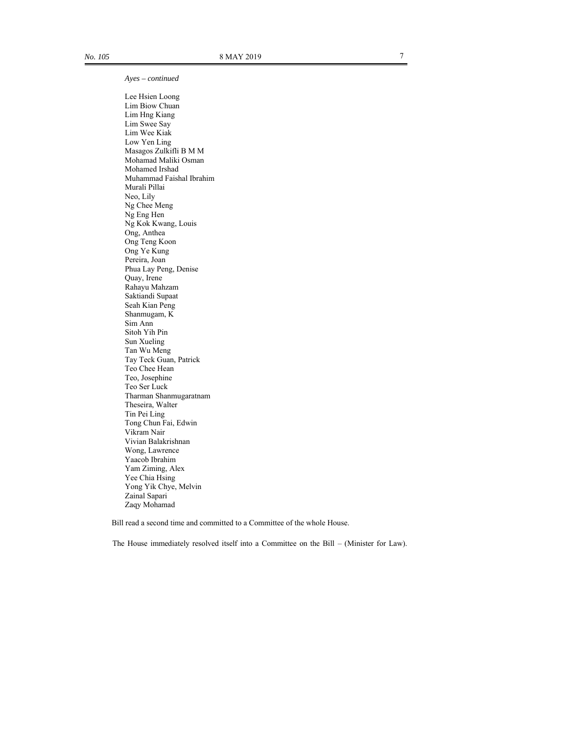*Ayes – continued*

Lee Hsien Loong
Lim Biow Chuan
Lim Hng Kiang
Lim Swee Say
Lim Wee Kiak
Low Yen Ling
Masagos Zulkifli B M M
Mohamad Maliki Osman
Mohamed Irshad
Muhammad Faishal Ibrahim
Murali Pillai
Neo, Lily
Ng Chee Meng
Ng Eng Hen
Ng Kok Kwang, Louis
Ong, Anthea
Ong Teng Koon
Ong Ye Kung
Pereira, Joan
Phua Lay Peng, Denise
Quay, Irene
Rahayu Mahzam
Saktiandi Supaat
Seah Kian Peng
Shanmugam, K
Sim Ann
Sitoh Yih Pin
Sun Xueling
Tan Wu Meng
Tay Teck Guan, Patrick
Teo Chee Hean
Teo, Josephine
Teo Ser Luck
Tharman Shanmugaratnam
Theseira, Walter
Tin Pei Ling
Tong Chun Fai, Edwin
Vikram Nair
Vivian Balakrishnan
Wong, Lawrence
Yaacob Ibrahim
Yam Ziming, Alex
Yee Chia Hsing
Yong Yik Chye, Melvin
Zainal Sapari
Zaqy Mohamad

Bill read a second time and committed to a Committee of the whole House.

The House immediately resolved itself into a Committee on the Bill – (Minister for Law).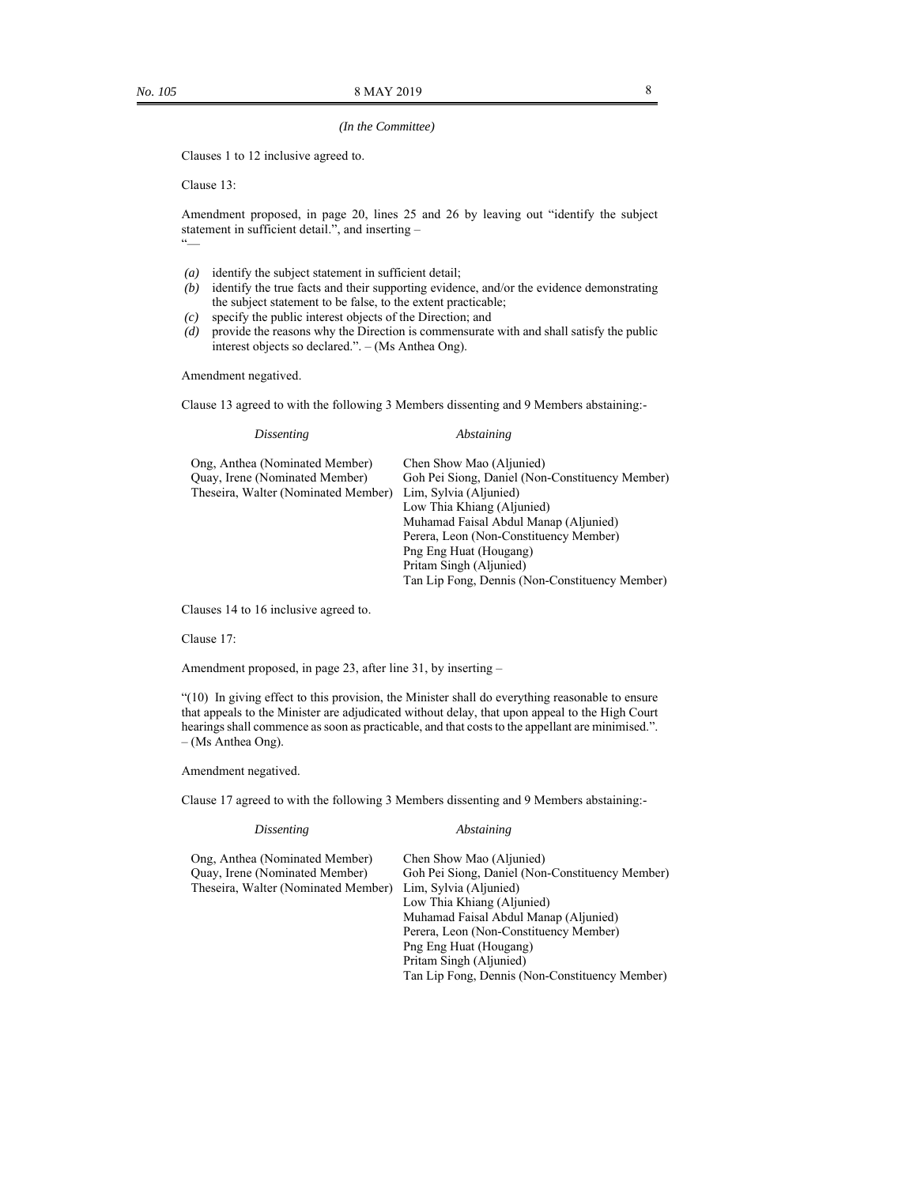*(In the Committee)*

Clauses 1 to 12 inclusive agreed to.

Clause 13:

Amendment proposed, in page 20, lines 25 and 26 by leaving out "identify the subject statement in sufficient detail.", and inserting –
"—

- *(a)* identify the subject statement in sufficient detail;
- *(b)* identify the true facts and their supporting evidence, and/or the evidence demonstrating the subject statement to be false, to the extent practicable;
- *(c)* specify the public interest objects of the Direction; and
- *(d)* provide the reasons why the Direction is commensurate with and shall satisfy the public interest objects so declared.". – (Ms Anthea Ong).

Amendment negatived.

Clause 13 agreed to with the following 3 Members dissenting and 9 Members abstaining:-

| *Dissenting* | *Abstaining* |
|---|---|
| Ong, Anthea (Nominated Member) | Chen Show Mao (Aljunied) |
| Quay, Irene (Nominated Member) | Goh Pei Siong, Daniel (Non-Constituency Member) |
| Theseira, Walter (Nominated Member) | Lim, Sylvia (Aljunied) |
| | Low Thia Khiang (Aljunied) |
| | Muhamad Faisal Abdul Manap (Aljunied) |
| | Perera, Leon (Non-Constituency Member) |
| | Png Eng Huat (Hougang) |
| | Pritam Singh (Aljunied) |
| | Tan Lip Fong, Dennis (Non-Constituency Member) |

Clauses 14 to 16 inclusive agreed to.

Clause 17:

Amendment proposed, in page 23, after line 31, by inserting –

"(10) In giving effect to this provision, the Minister shall do everything reasonable to ensure that appeals to the Minister are adjudicated without delay, that upon appeal to the High Court hearings shall commence as soon as practicable, and that costs to the appellant are minimised.". – (Ms Anthea Ong).

Amendment negatived.

Clause 17 agreed to with the following 3 Members dissenting and 9 Members abstaining:-

| *Dissenting* | *Abstaining* |
|---|---|
| Ong, Anthea (Nominated Member) | Chen Show Mao (Aljunied) |
| Quay, Irene (Nominated Member) | Goh Pei Siong, Daniel (Non-Constituency Member) |
| Theseira, Walter (Nominated Member) | Lim, Sylvia (Aljunied) |
| | Low Thia Khiang (Aljunied) |
| | Muhamad Faisal Abdul Manap (Aljunied) |
| | Perera, Leon (Non-Constituency Member) |
| | Png Eng Huat (Hougang) |
| | Pritam Singh (Aljunied) |
| | Tan Lip Fong, Dennis (Non-Constituency Member) |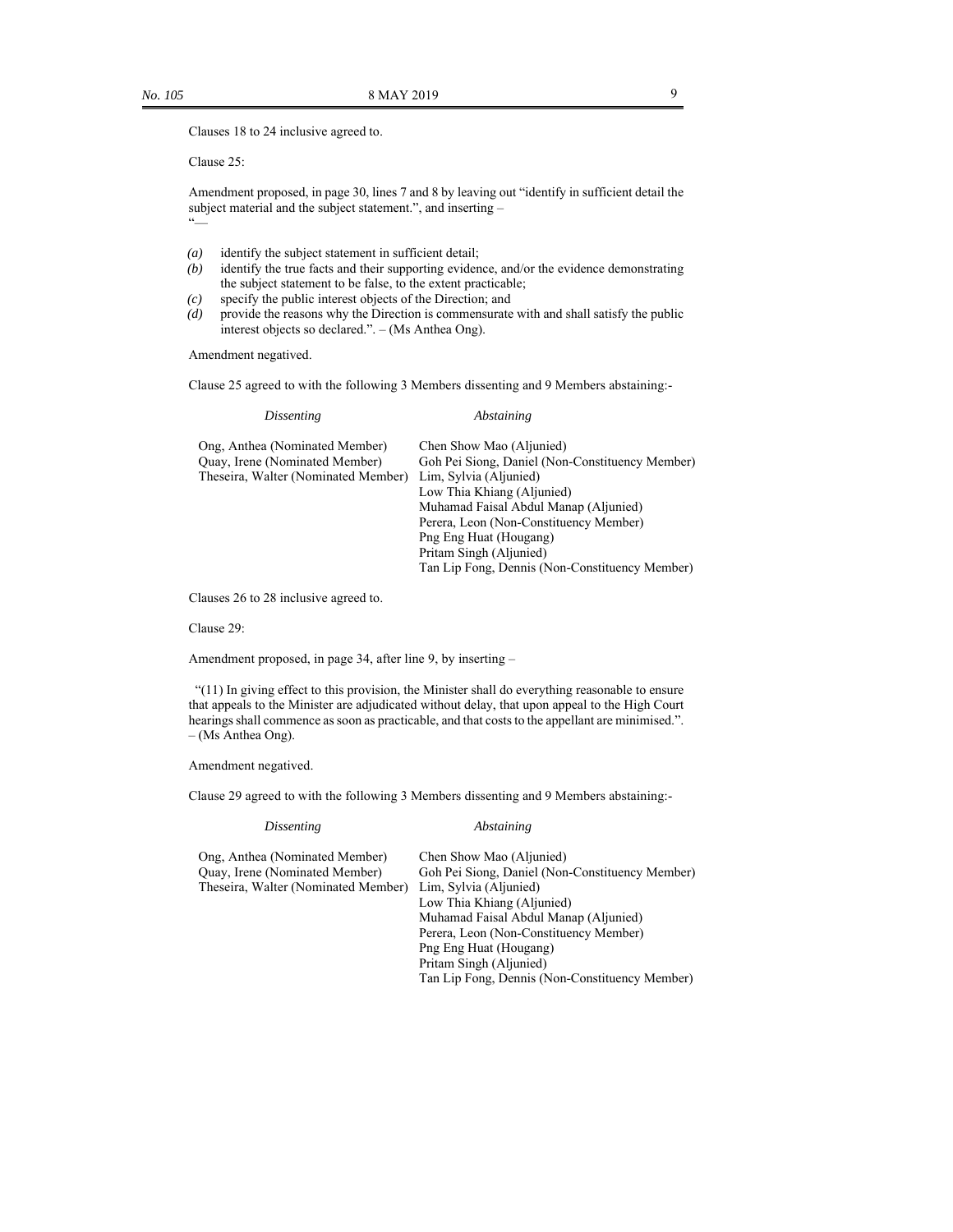Clauses 18 to 24 inclusive agreed to.

Clause 25:

Amendment proposed, in page 30, lines 7 and 8 by leaving out "identify in sufficient detail the subject material and the subject statement.", and inserting –
"—

- *(a)* identify the subject statement in sufficient detail;
- *(b)* identify the true facts and their supporting evidence, and/or the evidence demonstrating the subject statement to be false, to the extent practicable;
- *(c)* specify the public interest objects of the Direction; and
- *(d)* provide the reasons why the Direction is commensurate with and shall satisfy the public interest objects so declared.". – (Ms Anthea Ong).

Amendment negatived.

Clause 25 agreed to with the following 3 Members dissenting and 9 Members abstaining:-

| *Dissenting* | *Abstaining* |
|---|---|
| Ong, Anthea (Nominated Member) | Chen Show Mao (Aljunied) |
| Quay, Irene (Nominated Member) | Goh Pei Siong, Daniel (Non-Constituency Member) |
| Theseira, Walter (Nominated Member) | Lim, Sylvia (Aljunied) |
| | Low Thia Khiang (Aljunied) |
| | Muhamad Faisal Abdul Manap (Aljunied) |
| | Perera, Leon (Non-Constituency Member) |
| | Png Eng Huat (Hougang) |
| | Pritam Singh (Aljunied) |
| | Tan Lip Fong, Dennis (Non-Constituency Member) |

Clauses 26 to 28 inclusive agreed to.

Clause 29:

Amendment proposed, in page 34, after line 9, by inserting –

"(11) In giving effect to this provision, the Minister shall do everything reasonable to ensure that appeals to the Minister are adjudicated without delay, that upon appeal to the High Court hearings shall commence as soon as practicable, and that costs to the appellant are minimised.". – (Ms Anthea Ong).

Amendment negatived.

Clause 29 agreed to with the following 3 Members dissenting and 9 Members abstaining:-

| *Dissenting* | *Abstaining* |
|---|---|
| Ong, Anthea (Nominated Member) | Chen Show Mao (Aljunied) |
| Quay, Irene (Nominated Member) | Goh Pei Siong, Daniel (Non-Constituency Member) |
| Theseira, Walter (Nominated Member) | Lim, Sylvia (Aljunied) |
| | Low Thia Khiang (Aljunied) |
| | Muhamad Faisal Abdul Manap (Aljunied) |
| | Perera, Leon (Non-Constituency Member) |
| | Png Eng Huat (Hougang) |
| | Pritam Singh (Aljunied) |
| | Tan Lip Fong, Dennis (Non-Constituency Member) |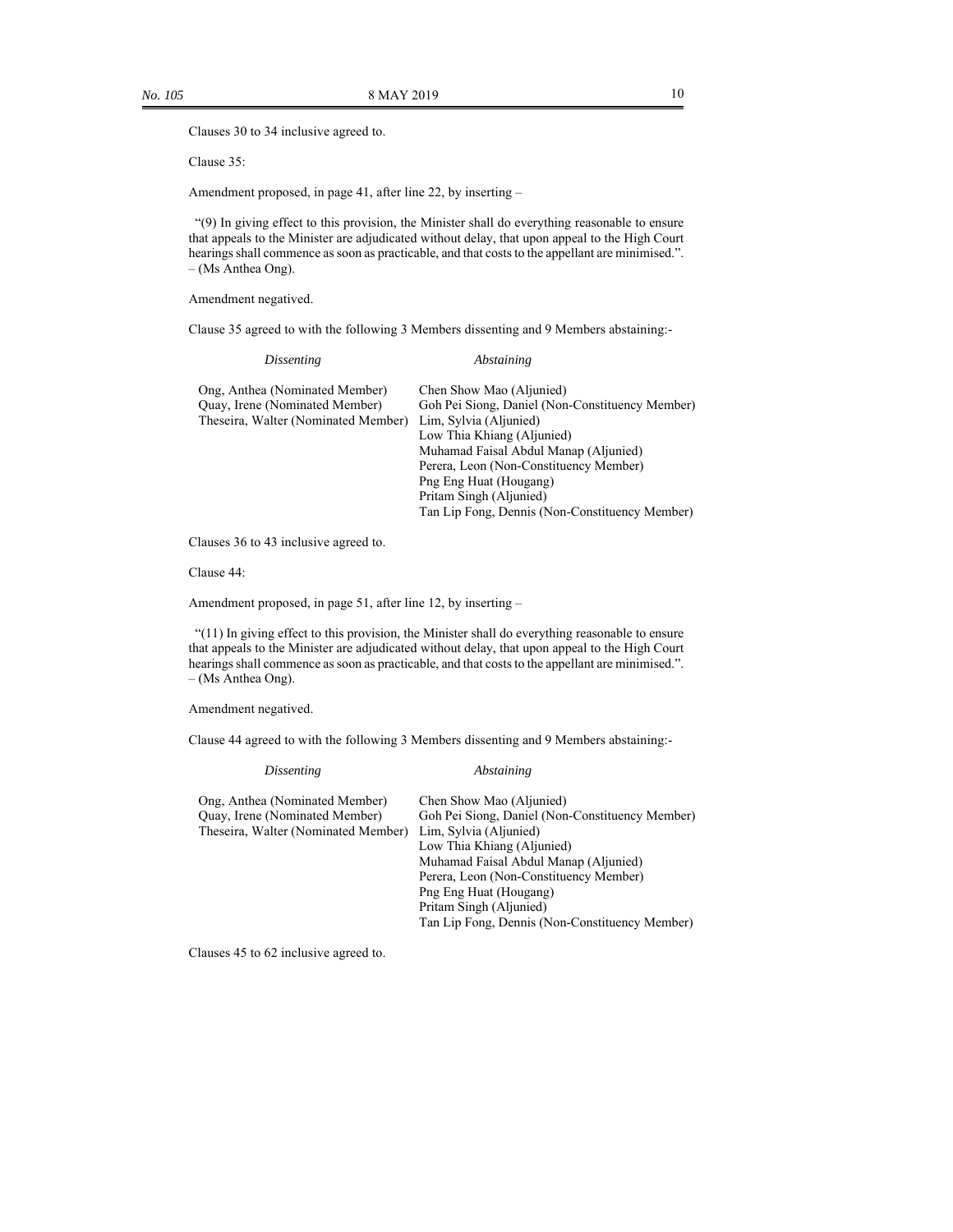Clauses 30 to 34 inclusive agreed to.

Clause 35:

Amendment proposed, in page 41, after line 22, by inserting –

"(9) In giving effect to this provision, the Minister shall do everything reasonable to ensure that appeals to the Minister are adjudicated without delay, that upon appeal to the High Court hearings shall commence as soon as practicable, and that costs to the appellant are minimised.". – (Ms Anthea Ong).

Amendment negatived.

Clause 35 agreed to with the following 3 Members dissenting and 9 Members abstaining:-

| *Dissenting* | *Abstaining* |
|---|---|
| Ong, Anthea (Nominated Member) | Chen Show Mao (Aljunied) |
| Quay, Irene (Nominated Member) | Goh Pei Siong, Daniel (Non-Constituency Member) |
| Theseira, Walter (Nominated Member) | Lim, Sylvia (Aljunied) |
| | Low Thia Khiang (Aljunied) |
| | Muhamad Faisal Abdul Manap (Aljunied) |
| | Perera, Leon (Non-Constituency Member) |
| | Png Eng Huat (Hougang) |
| | Pritam Singh (Aljunied) |
| | Tan Lip Fong, Dennis (Non-Constituency Member) |

Clauses 36 to 43 inclusive agreed to.

Clause 44:

Amendment proposed, in page 51, after line 12, by inserting –

"(11) In giving effect to this provision, the Minister shall do everything reasonable to ensure that appeals to the Minister are adjudicated without delay, that upon appeal to the High Court hearings shall commence as soon as practicable, and that costs to the appellant are minimised.". – (Ms Anthea Ong).

Amendment negatived.

Clause 44 agreed to with the following 3 Members dissenting and 9 Members abstaining:-

| *Dissenting* | *Abstaining* |
|---|---|
| Ong, Anthea (Nominated Member) | Chen Show Mao (Aljunied) |
| Quay, Irene (Nominated Member) | Goh Pei Siong, Daniel (Non-Constituency Member) |
| Theseira, Walter (Nominated Member) | Lim, Sylvia (Aljunied) |
| | Low Thia Khiang (Aljunied) |
| | Muhamad Faisal Abdul Manap (Aljunied) |
| | Perera, Leon (Non-Constituency Member) |
| | Png Eng Huat (Hougang) |
| | Pritam Singh (Aljunied) |
| | Tan Lip Fong, Dennis (Non-Constituency Member) |

Clauses 45 to 62 inclusive agreed to.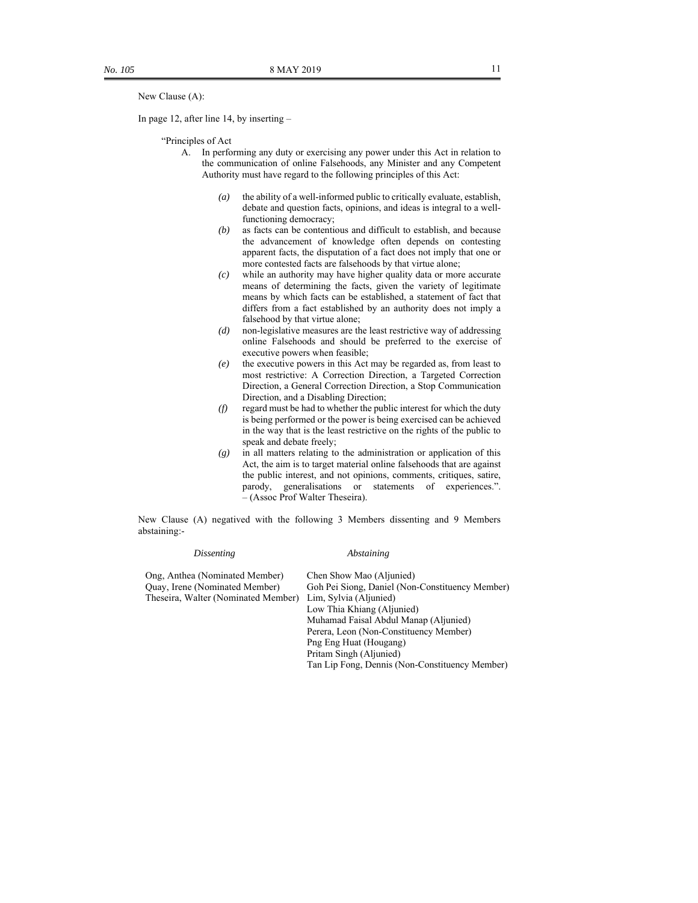New Clause (A):

In page 12, after line 14, by inserting –

"Principles of Act

A. In performing any duty or exercising any power under this Act in relation to the communication of online Falsehoods, any Minister and any Competent Authority must have regard to the following principles of this Act:

*(a)* the ability of a well-informed public to critically evaluate, establish, debate and question facts, opinions, and ideas is integral to a well-functioning democracy;

*(b)* as facts can be contentious and difficult to establish, and because the advancement of knowledge often depends on contesting apparent facts, the disputation of a fact does not imply that one or more contested facts are falsehoods by that virtue alone;

*(c)* while an authority may have higher quality data or more accurate means of determining the facts, given the variety of legitimate means by which facts can be established, a statement of fact that differs from a fact established by an authority does not imply a falsehood by that virtue alone;

*(d)* non-legislative measures are the least restrictive way of addressing online Falsehoods and should be preferred to the exercise of executive powers when feasible;

*(e)* the executive powers in this Act may be regarded as, from least to most restrictive: A Correction Direction, a Targeted Correction Direction, a General Correction Direction, a Stop Communication Direction, and a Disabling Direction;

*(f)* regard must be had to whether the public interest for which the duty is being performed or the power is being exercised can be achieved in the way that is the least restrictive on the rights of the public to speak and debate freely;

*(g)* in all matters relating to the administration or application of this Act, the aim is to target material online falsehoods that are against the public interest, and not opinions, comments, critiques, satire, parody, generalisations or statements of experiences.". – (Assoc Prof Walter Theseira).

New Clause (A) negatived with the following 3 Members dissenting and 9 Members abstaining:-

| *Dissenting* | *Abstaining* |
|---|---|
| Ong, Anthea (Nominated Member) | Chen Show Mao (Aljunied) |
| Quay, Irene (Nominated Member) | Goh Pei Siong, Daniel (Non-Constituency Member) |
| Theseira, Walter (Nominated Member) | Lim, Sylvia (Aljunied) |
| | Low Thia Khiang (Aljunied) |
| | Muhamad Faisal Abdul Manap (Aljunied) |
| | Perera, Leon (Non-Constituency Member) |
| | Png Eng Huat (Hougang) |
| | Pritam Singh (Aljunied) |
| | Tan Lip Fong, Dennis (Non-Constituency Member) |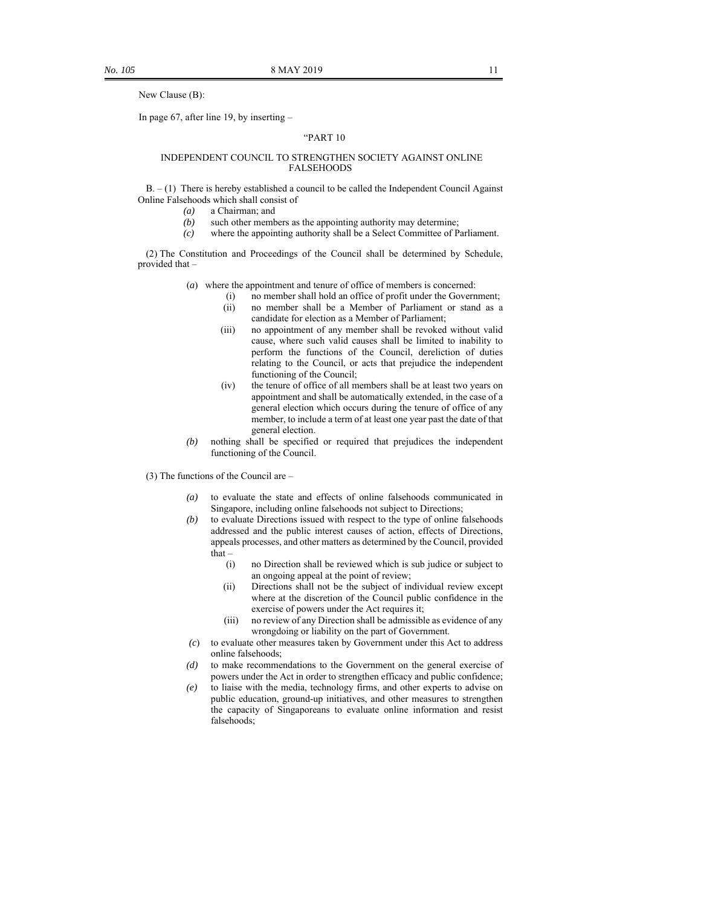New Clause (B):

In page 67, after line 19, by inserting –

"PART 10

INDEPENDENT COUNCIL TO STRENGTHEN SOCIETY AGAINST ONLINE FALSEHOODS

B. – (1) There is hereby established a council to be called the Independent Council Against Online Falsehoods which shall consist of

- *(a)* a Chairman; and
- *(b)* such other members as the appointing authority may determine;
- *(c)* where the appointing authority shall be a Select Committee of Parliament.

(2) The Constitution and Proceedings of the Council shall be determined by Schedule, provided that –

- (*a*) where the appointment and tenure of office of members is concerned:
  - (i) no member shall hold an office of profit under the Government;
  - (ii) no member shall be a Member of Parliament or stand as a candidate for election as a Member of Parliament;
  - (iii) no appointment of any member shall be revoked without valid cause, where such valid causes shall be limited to inability to perform the functions of the Council, dereliction of duties relating to the Council, or acts that prejudice the independent functioning of the Council;
  - (iv) the tenure of office of all members shall be at least two years on appointment and shall be automatically extended, in the case of a general election which occurs during the tenure of office of any member, to include a term of at least one year past the date of that general election.
- *(b)* nothing shall be specified or required that prejudices the independent functioning of the Council.

(3) The functions of the Council are –

- *(a)* to evaluate the state and effects of online falsehoods communicated in Singapore, including online falsehoods not subject to Directions;
- *(b)* to evaluate Directions issued with respect to the type of online falsehoods addressed and the public interest causes of action, effects of Directions, appeals processes, and other matters as determined by the Council, provided that –
  - (i) no Direction shall be reviewed which is sub judice or subject to an ongoing appeal at the point of review;
  - (ii) Directions shall not be the subject of individual review except where at the discretion of the Council public confidence in the exercise of powers under the Act requires it;
  - (iii) no review of any Direction shall be admissible as evidence of any wrongdoing or liability on the part of Government.
- (*c*) to evaluate other measures taken by Government under this Act to address online falsehoods;
- *(d)* to make recommendations to the Government on the general exercise of powers under the Act in order to strengthen efficacy and public confidence;
- *(e)* to liaise with the media, technology firms, and other experts to advise on public education, ground-up initiatives, and other measures to strengthen the capacity of Singaporeans to evaluate online information and resist falsehoods;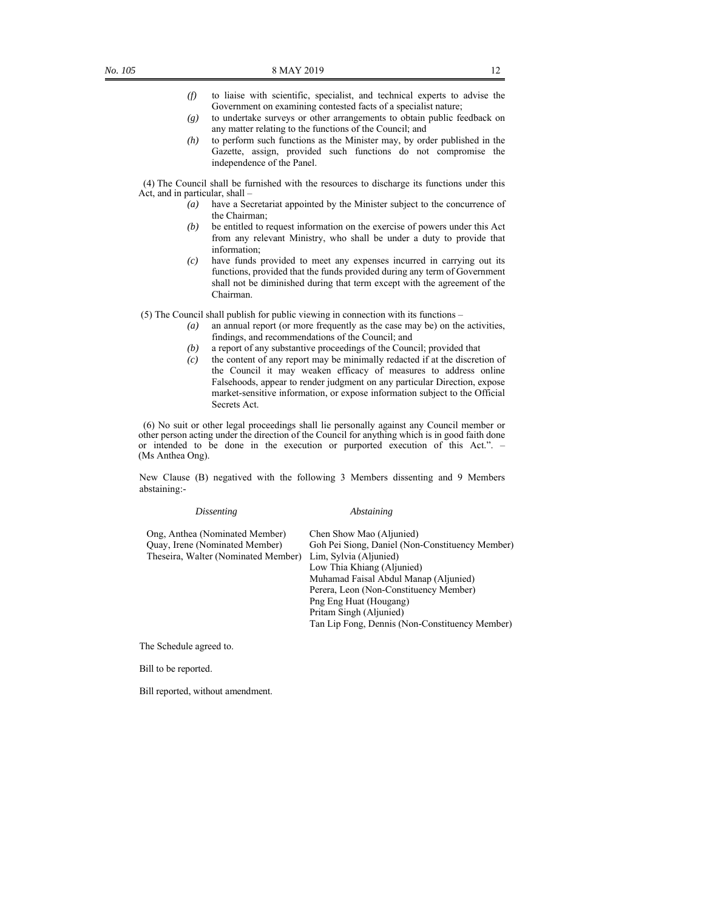*(f)* to liaise with scientific, specialist, and technical experts to advise the Government on examining contested facts of a specialist nature;

*(g)* to undertake surveys or other arrangements to obtain public feedback on any matter relating to the functions of the Council; and

*(h)* to perform such functions as the Minister may, by order published in the Gazette, assign, provided such functions do not compromise the independence of the Panel.

(4) The Council shall be furnished with the resources to discharge its functions under this Act, and in particular, shall –

*(a)* have a Secretariat appointed by the Minister subject to the concurrence of the Chairman;

*(b)* be entitled to request information on the exercise of powers under this Act from any relevant Ministry, who shall be under a duty to provide that information;

*(c)* have funds provided to meet any expenses incurred in carrying out its functions, provided that the funds provided during any term of Government shall not be diminished during that term except with the agreement of the Chairman.

(5) The Council shall publish for public viewing in connection with its functions –

*(a)* an annual report (or more frequently as the case may be) on the activities, findings, and recommendations of the Council; and

*(b)* a report of any substantive proceedings of the Council; provided that

*(c)* the content of any report may be minimally redacted if at the discretion of the Council it may weaken efficacy of measures to address online Falsehoods, appear to render judgment on any particular Direction, expose market-sensitive information, or expose information subject to the Official Secrets Act.

(6) No suit or other legal proceedings shall lie personally against any Council member or other person acting under the direction of the Council for anything which is in good faith done or intended to be done in the execution or purported execution of this Act.". – (Ms Anthea Ong).

New Clause (B) negatived with the following 3 Members dissenting and 9 Members abstaining:-

| *Dissenting* | *Abstaining* |
|---|---|
| Ong, Anthea (Nominated Member) | Chen Show Mao (Aljunied) |
| Quay, Irene (Nominated Member) | Goh Pei Siong, Daniel (Non-Constituency Member) |
| Theseira, Walter (Nominated Member) | Lim, Sylvia (Aljunied) |
| | Low Thia Khiang (Aljunied) |
| | Muhamad Faisal Abdul Manap (Aljunied) |
| | Perera, Leon (Non-Constituency Member) |
| | Png Eng Huat (Hougang) |
| | Pritam Singh (Aljunied) |
| | Tan Lip Fong, Dennis (Non-Constituency Member) |

The Schedule agreed to.

Bill to be reported.

Bill reported, without amendment.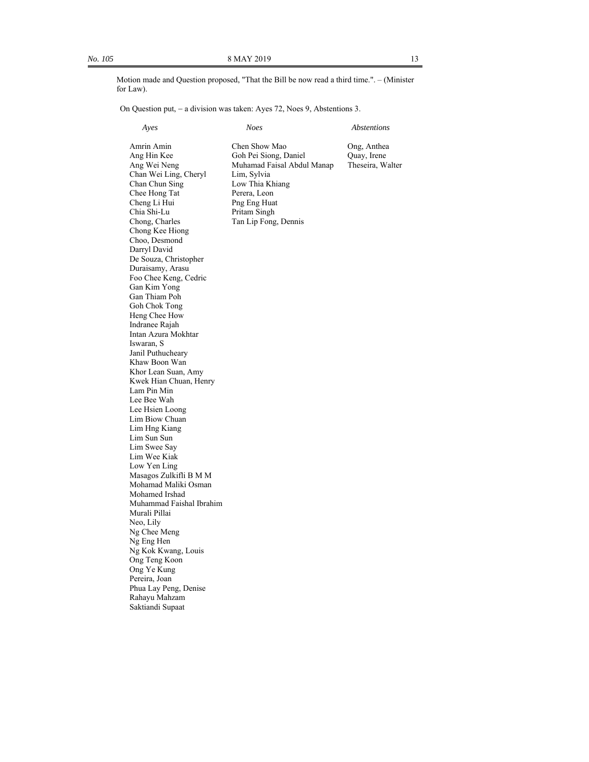Motion made and Question proposed, "That the Bill be now read a third time.". – (Minister for Law).

On Question put, – a division was taken: Ayes 72, Noes 9, Abstentions 3.

| *Ayes* | *Noes* | *Abstentions* |
|---|---|---|
| Amrin Amin | Chen Show Mao | Ong, Anthea |
| Ang Hin Kee | Goh Pei Siong, Daniel | Quay, Irene |
| Ang Wei Neng | Muhamad Faisal Abdul Manap | Theseira, Walter |
| Chan Wei Ling, Cheryl | Lim, Sylvia | |
| Chan Chun Sing | Low Thia Khiang | |
| Chee Hong Tat | Perera, Leon | |
| Cheng Li Hui | Png Eng Huat | |
| Chia Shi-Lu | Pritam Singh | |
| Chong, Charles | Tan Lip Fong, Dennis | |
| Chong Kee Hiong | | |
| Choo, Desmond | | |
| Darryl David | | |
| De Souza, Christopher | | |
| Duraisamy, Arasu | | |
| Foo Chee Keng, Cedric | | |
| Gan Kim Yong | | |
| Gan Thiam Poh | | |
| Goh Chok Tong | | |
| Heng Chee How | | |
| Indranee Rajah | | |
| Intan Azura Mokhtar | | |
| Iswaran, S | | |
| Janil Puthucheary | | |
| Khaw Boon Wan | | |
| Khor Lean Suan, Amy | | |
| Kwek Hian Chuan, Henry | | |
| Lam Pin Min | | |
| Lee Bee Wah | | |
| Lee Hsien Loong | | |
| Lim Biow Chuan | | |
| Lim Hng Kiang | | |
| Lim Sun Sun | | |
| Lim Swee Say | | |
| Lim Wee Kiak | | |
| Low Yen Ling | | |
| Masagos Zulkifli B M M | | |
| Mohamad Maliki Osman | | |
| Mohamed Irshad | | |
| Muhammad Faishal Ibrahim | | |
| Murali Pillai | | |
| Neo, Lily | | |
| Ng Chee Meng | | |
| Ng Eng Hen | | |
| Ng Kok Kwang, Louis | | |
| Ong Teng Koon | | |
| Ong Ye Kung | | |
| Pereira, Joan | | |
| Phua Lay Peng, Denise | | |
| Rahayu Mahzam | | |
| Saktiandi Supaat | | |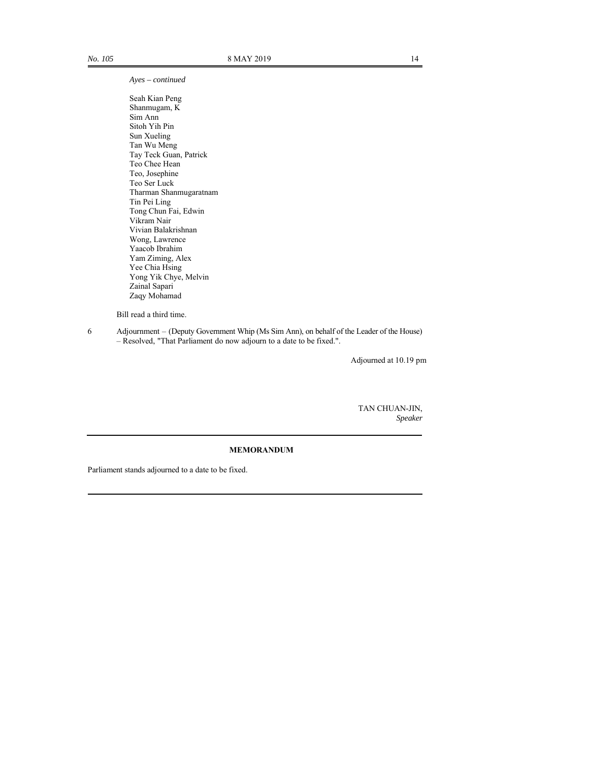*Ayes – continued*

Seah Kian Peng
Shanmugam, K
Sim Ann
Sitoh Yih Pin
Sun Xueling
Tan Wu Meng
Tay Teck Guan, Patrick
Teo Chee Hean
Teo, Josephine
Teo Ser Luck
Tharman Shanmugaratnam
Tin Pei Ling
Tong Chun Fai, Edwin
Vikram Nair
Vivian Balakrishnan
Wong, Lawrence
Yaacob Ibrahim
Yam Ziming, Alex
Yee Chia Hsing
Yong Yik Chye, Melvin
Zainal Sapari
Zaqy Mohamad

Bill read a third time.

6 Adjournment – (Deputy Government Whip (Ms Sim Ann), on behalf of the Leader of the House) – Resolved, "That Parliament do now adjourn to a date to be fixed.".

Adjourned at 10.19 pm

TAN CHUAN-JIN,
*Speaker*

---

**MEMORANDUM**

Parliament stands adjourned to a date to be fixed.

---